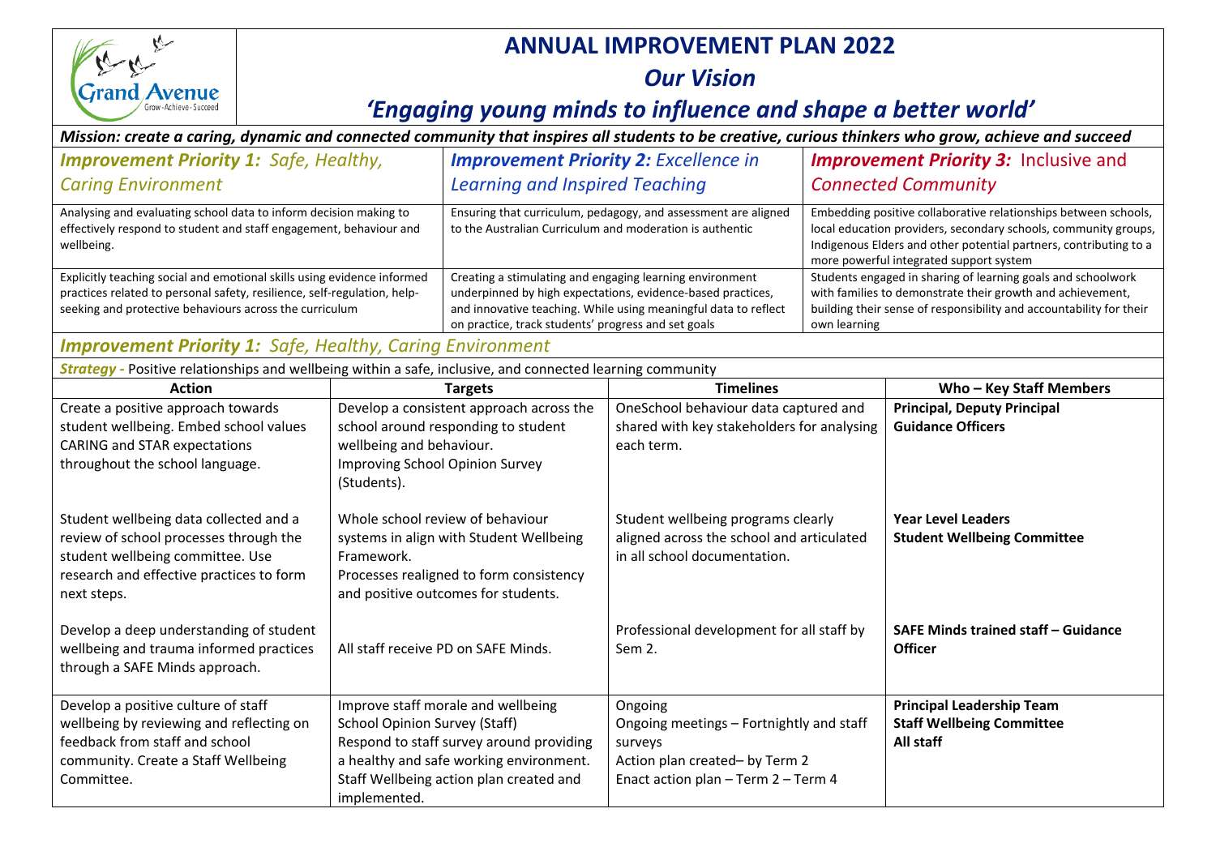# ANNUAL IMPROVEMENT PLAN 2022

## *Our Vision*

## *'Engaging young minds to influence and shape a better world'*

***Mission: create a caring, dynamic and connected community that inspires all students to be creative, curious thinkers who grow, achieve and succeed***

| ***Improvement Priority 1:*** *Safe, Healthy, Caring Environment* | ***Improvement Priority 2:*** *Excellence in Learning and Inspired Teaching* | ***Improvement Priority 3:*** Inclusive and Connected Community |
|---|---|---|
| Analysing and evaluating school data to inform decision making to effectively respond to student and staff engagement, behaviour and wellbeing. | Ensuring that curriculum, pedagogy, and assessment are aligned to the Australian Curriculum and moderation is authentic | Embedding positive collaborative relationships between schools, local education providers, secondary schools, community groups, Indigenous Elders and other potential partners, contributing to a more powerful integrated support system |
| Explicitly teaching social and emotional skills using evidence informed practices related to personal safety, resilience, self-regulation, help-seeking and protective behaviours across the curriculum | Creating a stimulating and engaging learning environment underpinned by high expectations, evidence-based practices, and innovative teaching. While using meaningful data to reflect on practice, track students' progress and set goals | Students engaged in sharing of learning goals and schoolwork with families to demonstrate their growth and achievement, building their sense of responsibility and accountability for their own learning |

### ***Improvement Priority 1:*** *Safe, Healthy, Caring Environment*

***Strategy*** - Positive relationships and wellbeing within a safe, inclusive, and connected learning community

| Action | Targets | Timelines | Who – Key Staff Members |
|---|---|---|---|
| Create a positive approach towards student wellbeing. Embed school values CARING and STAR expectations throughout the school language. | Develop a consistent approach across the school around responding to student wellbeing and behaviour.<br>Improving School Opinion Survey (Students). | OneSchool behaviour data captured and shared with key stakeholders for analysing each term. | **Principal, Deputy Principal**<br>**Guidance Officers** |
| Student wellbeing data collected and a review of school processes through the student wellbeing committee. Use research and effective practices to form next steps. | Whole school review of behaviour systems in align with Student Wellbeing Framework.<br>Processes realigned to form consistency and positive outcomes for students. | Student wellbeing programs clearly aligned across the school and articulated in all school documentation. | **Year Level Leaders**<br>**Student Wellbeing Committee** |
| Develop a deep understanding of student wellbeing and trauma informed practices through a SAFE Minds approach. | All staff receive PD on SAFE Minds. | Professional development for all staff by Sem 2. | **SAFE Minds trained staff – Guidance Officer** |
| Develop a positive culture of staff wellbeing by reviewing and reflecting on feedback from staff and school community. Create a Staff Wellbeing Committee. | Improve staff morale and wellbeing<br>School Opinion Survey (Staff)<br>Respond to staff survey around providing a healthy and safe working environment.<br>Staff Wellbeing action plan created and implemented. | Ongoing<br>Ongoing meetings – Fortnightly and staff surveys<br>Action plan created– by Term 2<br>Enact action plan – Term 2 – Term 4 | **Principal Leadership Team**<br>**Staff Wellbeing Committee**<br>**All staff** |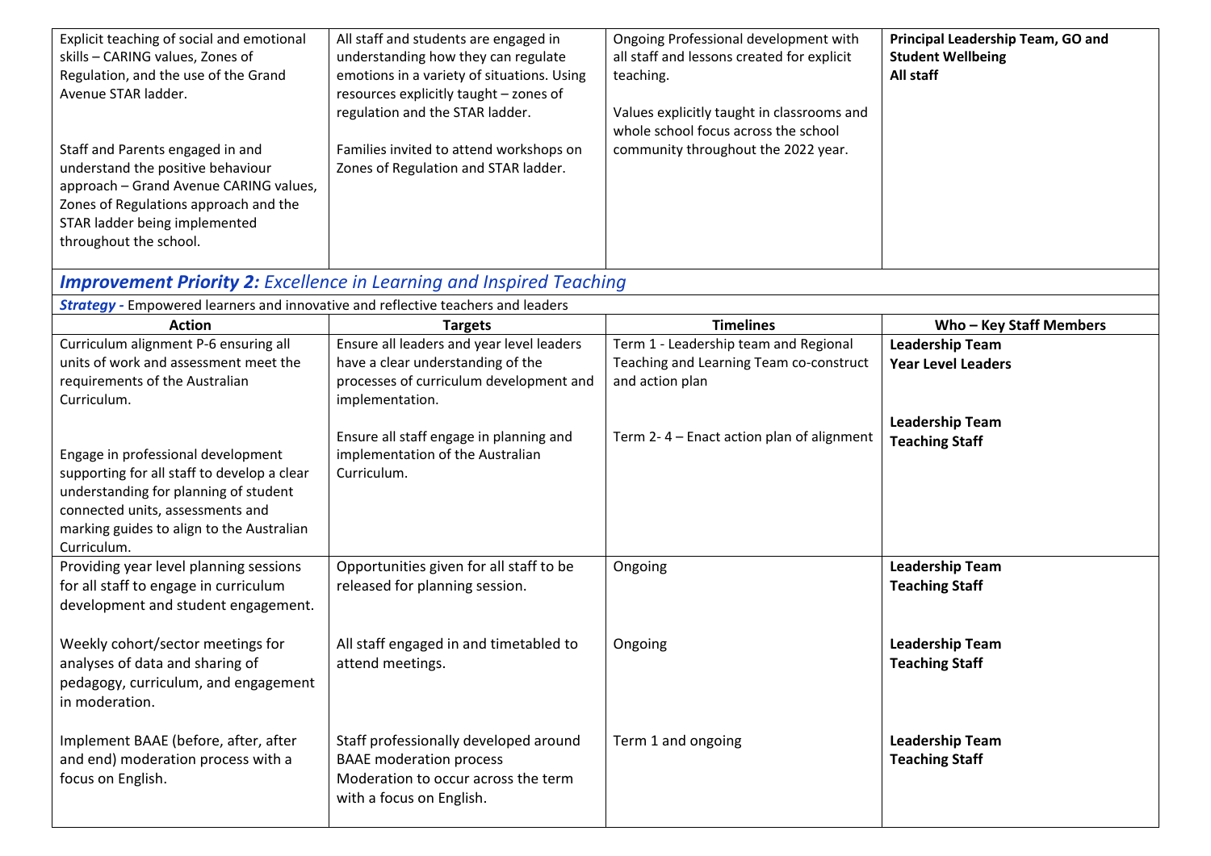| | | | |
|---|---|---|---|
| Explicit teaching of social and emotional skills – CARING values, Zones of Regulation, and the use of the Grand Avenue STAR ladder.<br><br>Staff and Parents engaged in and understand the positive behaviour approach – Grand Avenue CARING values, Zones of Regulations approach and the STAR ladder being implemented throughout the school. | All staff and students are engaged in understanding how they can regulate emotions in a variety of situations. Using resources explicitly taught – zones of regulation and the STAR ladder.<br><br>Families invited to attend workshops on Zones of Regulation and STAR ladder. | Ongoing Professional development with all staff and lessons created for explicit teaching.<br><br>Values explicitly taught in classrooms and whole school focus across the school community throughout the 2022 year. | **Principal Leadership Team, GO and Student Wellbeing**<br>**All staff** |

## ***Improvement Priority 2:*** *Excellence in Learning and Inspired Teaching*

***Strategy -*** Empowered learners and innovative and reflective teachers and leaders

| Action | Targets | Timelines | Who – Key Staff Members |
|---|---|---|---|
| Curriculum alignment P-6 ensuring all units of work and assessment meet the requirements of the Australian Curriculum.<br><br>Engage in professional development supporting for all staff to develop a clear understanding for planning of student connected units, assessments and marking guides to align to the Australian Curriculum. | Ensure all leaders and year level leaders have a clear understanding of the processes of curriculum development and implementation.<br><br>Ensure all staff engage in planning and implementation of the Australian Curriculum. | Term 1 - Leadership team and Regional Teaching and Learning Team co-construct and action plan<br><br>Term 2- 4 – Enact action plan of alignment | **Leadership Team**<br>**Year Level Leaders**<br><br>**Leadership Team**<br>**Teaching Staff** |
| Providing year level planning sessions for all staff to engage in curriculum development and student engagement.<br><br>Weekly cohort/sector meetings for analyses of data and sharing of pedagogy, curriculum, and engagement in moderation.<br><br>Implement BAAE (before, after, after and end) moderation process with a focus on English. | Opportunities given for all staff to be released for planning session.<br><br>All staff engaged in and timetabled to attend meetings.<br><br>Staff professionally developed around BAAE moderation process<br>Moderation to occur across the term with a focus on English. | Ongoing<br><br>Ongoing<br><br>Term 1 and ongoing | **Leadership Team**<br>**Teaching Staff**<br><br>**Leadership Team**<br>**Teaching Staff**<br><br>**Leadership Team**<br>**Teaching Staff** |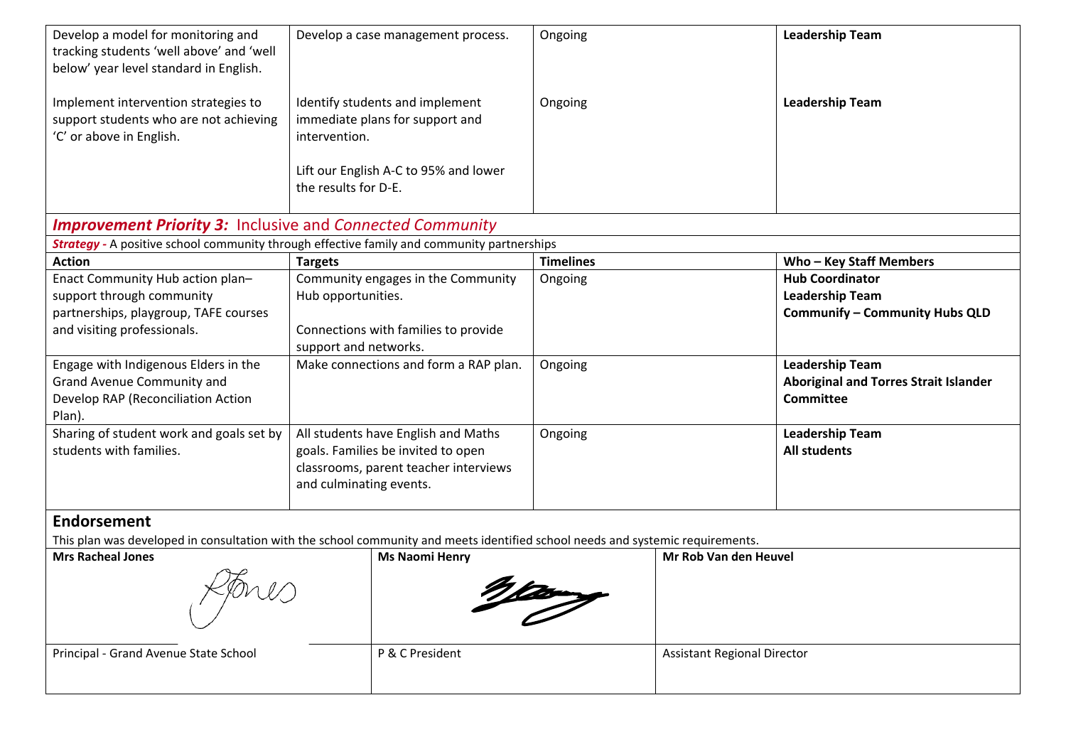| | | | |
|---|---|---|---|
| Develop a model for monitoring and tracking students 'well above' and 'well below' year level standard in English. | Develop a case management process. | Ongoing | **Leadership Team** |
| Implement intervention strategies to support students who are not achieving 'C' or above in English. | Identify students and implement immediate plans for support and intervention.<br><br>Lift our English A-C to 95% and lower the results for D-E. | Ongoing | **Leadership Team** |

## ***Improvement Priority 3:*** Inclusive and *Connected Community*

***Strategy -*** A positive school community through effective family and community partnerships

| **Action** | **Targets** | **Timelines** | **Who – Key Staff Members** |
|---|---|---|---|
| Enact Community Hub action plan– support through community partnerships, playgroup, TAFE courses and visiting professionals. | Community engages in the Community Hub opportunities.<br><br>Connections with families to provide support and networks. | Ongoing | **Hub Coordinator**<br>**Leadership Team**<br>**Communify – Community Hubs QLD** |
| Engage with Indigenous Elders in the Grand Avenue Community and Develop RAP (Reconciliation Action Plan). | Make connections and form a RAP plan. | Ongoing | **Leadership Team**<br>**Aboriginal and Torres Strait Islander Committee** |
| Sharing of student work and goals set by students with families. | All students have English and Maths goals. Families be invited to open classrooms, parent teacher interviews and culminating events. | Ongoing | **Leadership Team**<br>**All students** |

## Endorsement

This plan was developed in consultation with the school community and meets identified school needs and systemic requirements.

| **Mrs Racheal Jones** | **Ms Naomi Henry** | **Mr Rob Van den Heuvel** |
|---|---|---|
| [signature] | [signature] | |
| Principal - Grand Avenue State School | P & C President | Assistant Regional Director |